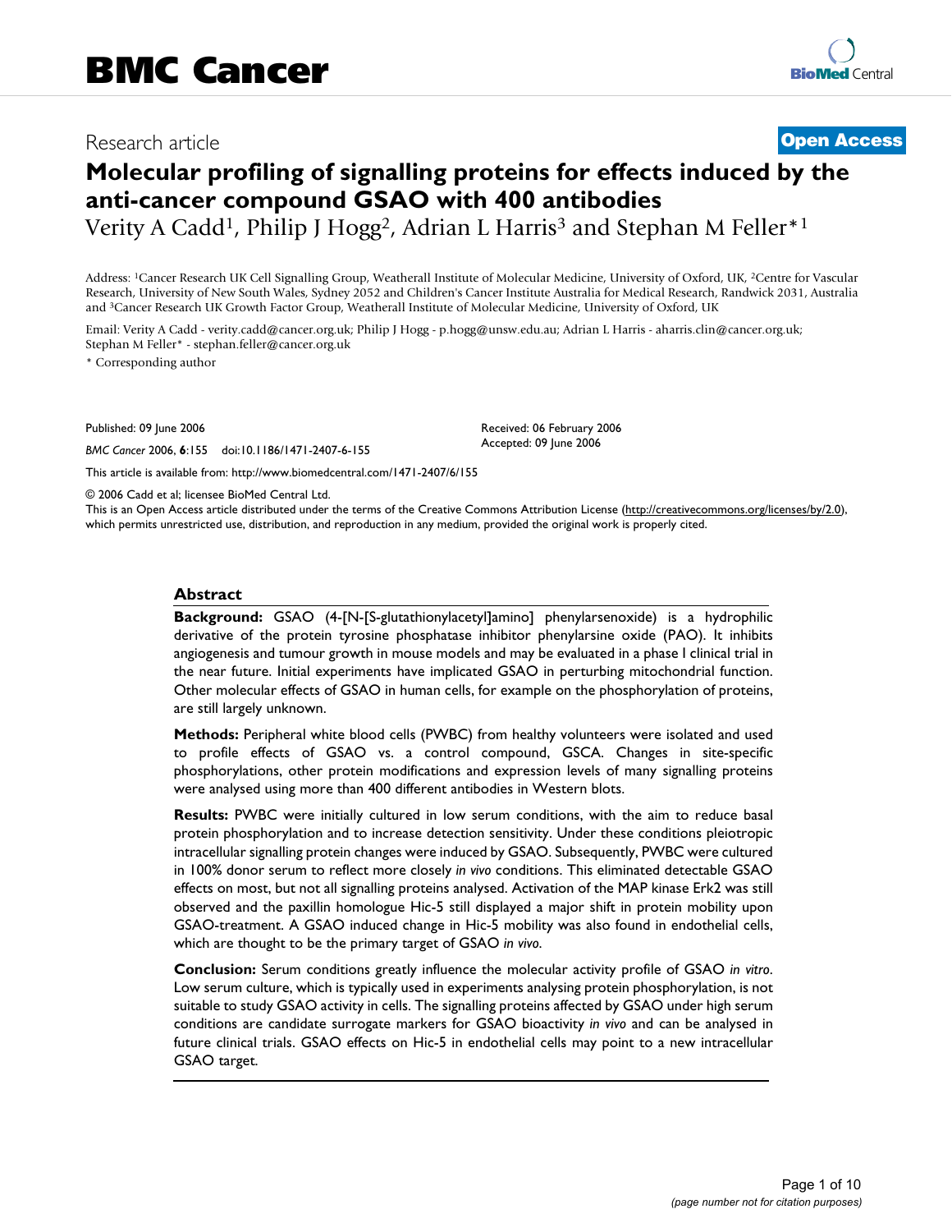Research article

**Open Access**

# Molecular profiling of signalling proteins for effects induced by the anti-cancer compound GSAO with 400 antibodies

Verity A Cadd[1], Philip J Hogg[2], Adrian L Harris[3] and Stephan M Feller*[1]

Address: [1]Cancer Research UK Cell Signalling Group, Weatherall Institute of Molecular Medicine, University of Oxford, UK, [2]Centre for Vascular Research, University of New South Wales, Sydney 2052 and Children's Cancer Institute Australia for Medical Research, Randwick 2031, Australia and [3]Cancer Research UK Growth Factor Group, Weatherall Institute of Molecular Medicine, University of Oxford, UK

Email: Verity A Cadd - verity.cadd@cancer.org.uk; Philip J Hogg - p.hogg@unsw.edu.au; Adrian L Harris - aharris.clin@cancer.org.uk; Stephan M Feller* - stephan.feller@cancer.org.uk

\* Corresponding author

Published: 09 June 2006

*BMC Cancer* 2006, **6**:155 doi:10.1186/1471-2407-6-155

Received: 06 February 2006
Accepted: 09 June 2006

This article is available from: http://www.biomedcentral.com/1471-2407/6/155

© 2006 Cadd et al; licensee BioMed Central Ltd.
This is an Open Access article distributed under the terms of the Creative Commons Attribution License (http://creativecommons.org/licenses/by/2.0), which permits unrestricted use, distribution, and reproduction in any medium, provided the original work is properly cited.

## Abstract

**Background:** GSAO (4-[N-[S-glutathionylacetyl]amino] phenylarsenoxide) is a hydrophilic derivative of the protein tyrosine phosphatase inhibitor phenylarsine oxide (PAO). It inhibits angiogenesis and tumour growth in mouse models and may be evaluated in a phase I clinical trial in the near future. Initial experiments have implicated GSAO in perturbing mitochondrial function. Other molecular effects of GSAO in human cells, for example on the phosphorylation of proteins, are still largely unknown.

**Methods:** Peripheral white blood cells (PWBC) from healthy volunteers were isolated and used to profile effects of GSAO vs. a control compound, GSCA. Changes in site-specific phosphorylations, other protein modifications and expression levels of many signalling proteins were analysed using more than 400 different antibodies in Western blots.

**Results:** PWBC were initially cultured in low serum conditions, with the aim to reduce basal protein phosphorylation and to increase detection sensitivity. Under these conditions pleiotropic intracellular signalling protein changes were induced by GSAO. Subsequently, PWBC were cultured in 100% donor serum to reflect more closely *in vivo* conditions. This eliminated detectable GSAO effects on most, but not all signalling proteins analysed. Activation of the MAP kinase Erk2 was still observed and the paxillin homologue Hic-5 still displayed a major shift in protein mobility upon GSAO-treatment. A GSAO induced change in Hic-5 mobility was also found in endothelial cells, which are thought to be the primary target of GSAO *in vivo*.

**Conclusion:** Serum conditions greatly influence the molecular activity profile of GSAO *in vitro*. Low serum culture, which is typically used in experiments analysing protein phosphorylation, is not suitable to study GSAO activity in cells. The signalling proteins affected by GSAO under high serum conditions are candidate surrogate markers for GSAO bioactivity *in vivo* and can be analysed in future clinical trials. GSAO effects on Hic-5 in endothelial cells may point to a new intracellular GSAO target.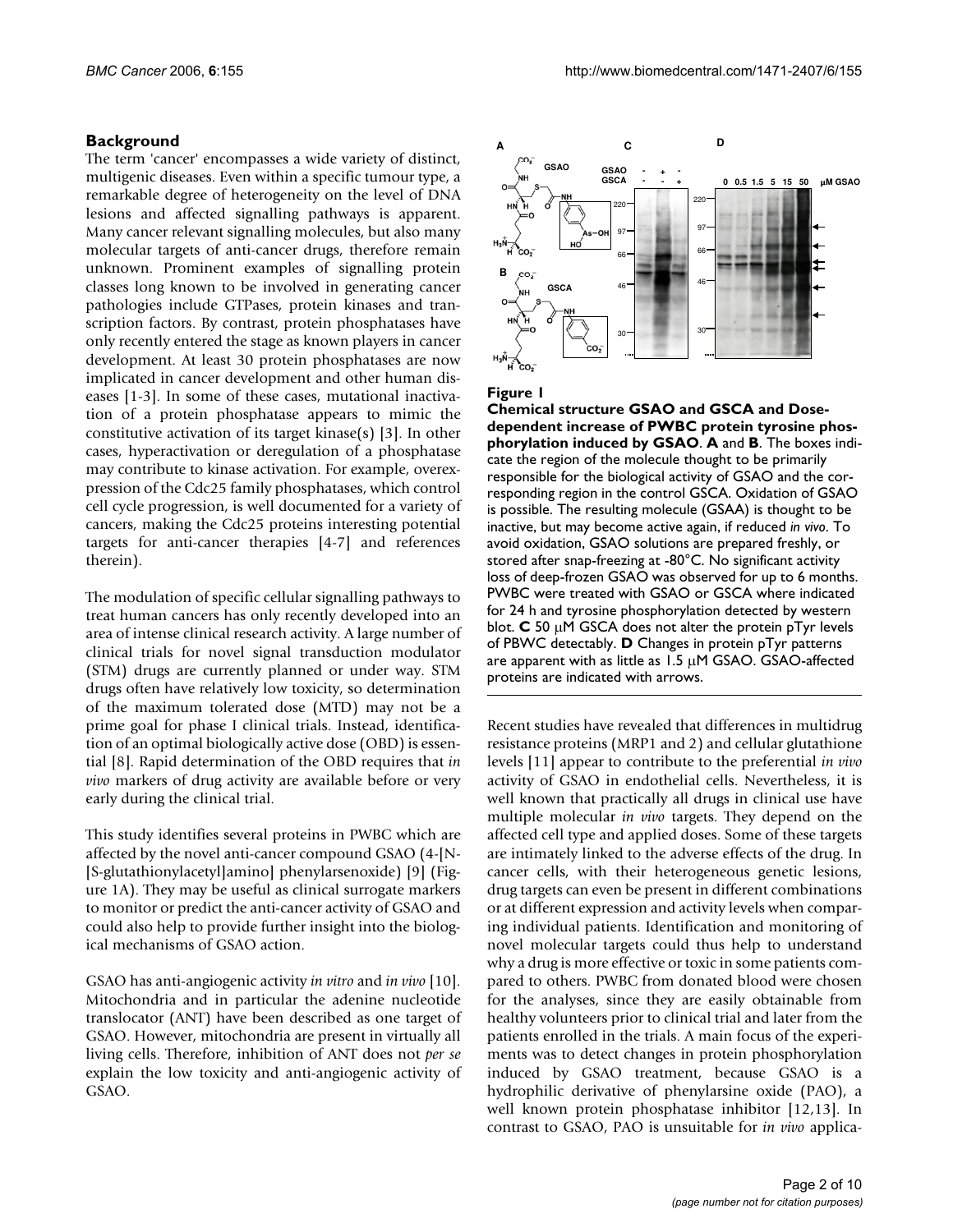## Background

The term 'cancer' encompasses a wide variety of distinct, multigenic diseases. Even within a specific tumour type, a remarkable degree of heterogeneity on the level of DNA lesions and affected signalling pathways is apparent. Many cancer relevant signalling molecules, but also many molecular targets of anti-cancer drugs, therefore remain unknown. Prominent examples of signalling protein classes long known to be involved in generating cancer pathologies include GTPases, protein kinases and transcription factors. By contrast, protein phosphatases have only recently entered the stage as known players in cancer development. At least 30 protein phosphatases are now implicated in cancer development and other human diseases [1-3]. In some of these cases, mutational inactivation of a protein phosphatase appears to mimic the constitutive activation of its target kinase(s) [3]. In other cases, hyperactivation or deregulation of a phosphatase may contribute to kinase activation. For example, overexpression of the Cdc25 family phosphatases, which control cell cycle progression, is well documented for a variety of cancers, making the Cdc25 proteins interesting potential targets for anti-cancer therapies [4-7] and references therein).

The modulation of specific cellular signalling pathways to treat human cancers has only recently developed into an area of intense clinical research activity. A large number of clinical trials for novel signal transduction modulator (STM) drugs are currently planned or under way. STM drugs often have relatively low toxicity, so determination of the maximum tolerated dose (MTD) may not be a prime goal for phase I clinical trials. Instead, identification of an optimal biologically active dose (OBD) is essential [8]. Rapid determination of the OBD requires that *in vivo* markers of drug activity are available before or very early during the clinical trial.

This study identifies several proteins in PWBC which are affected by the novel anti-cancer compound GSAO (4-[N-[S-glutathionylacetyl]amino] phenylarsenoxide) [9] (Figure 1A). They may be useful as clinical surrogate markers to monitor or predict the anti-cancer activity of GSAO and could also help to provide further insight into the biological mechanisms of GSAO action.

GSAO has anti-angiogenic activity *in vitro* and *in vivo* [10]. Mitochondria and in particular the adenine nucleotide translocator (ANT) have been described as one target of GSAO. However, mitochondria are present in virtually all living cells. Therefore, inhibition of ANT does not *per se* explain the low toxicity and anti-angiogenic activity of GSAO.

**Figure 1**

**Chemical structure GSAO and GSCA and Dose-dependent increase of PWBC protein tyrosine phosphorylation induced by GSAO. A and B**. The boxes indicate the region of the molecule thought to be primarily responsible for the biological activity of GSAO and the corresponding region in the control GSCA. Oxidation of GSAO is possible. The resulting molecule (GSAA) is thought to be inactive, but may become active again, if reduced *in vivo*. To avoid oxidation, GSAO solutions are prepared freshly, or stored after snap-freezing at -80°C. No significant activity loss of deep-frozen GSAO was observed for up to 6 months. PWBC were treated with GSAO or GSCA where indicated for 24 h and tyrosine phosphorylation detected by western blot. **C** 50 μM GSCA does not alter the protein pTyr levels of PBWC detectably. **D** Changes in protein pTyr patterns are apparent with as little as 1.5 μM GSAO. GSAO-affected proteins are indicated with arrows.

Recent studies have revealed that differences in multidrug resistance proteins (MRP1 and 2) and cellular glutathione levels [11] appear to contribute to the preferential *in vivo* activity of GSAO in endothelial cells. Nevertheless, it is well known that practically all drugs in clinical use have multiple molecular *in vivo* targets. They depend on the affected cell type and applied doses. Some of these targets are intimately linked to the adverse effects of the drug. In cancer cells, with their heterogeneous genetic lesions, drug targets can even be present in different combinations or at different expression and activity levels when comparing individual patients. Identification and monitoring of novel molecular targets could thus help to understand why a drug is more effective or toxic in some patients compared to others. PWBC from donated blood were chosen for the analyses, since they are easily obtainable from healthy volunteers prior to clinical trial and later from the patients enrolled in the trials. A main focus of the experiments was to detect changes in protein phosphorylation induced by GSAO treatment, because GSAO is a hydrophilic derivative of phenylarsine oxide (PAO), a well known protein phosphatase inhibitor [12,13]. In contrast to GSAO, PAO is unsuitable for *in vivo* applica-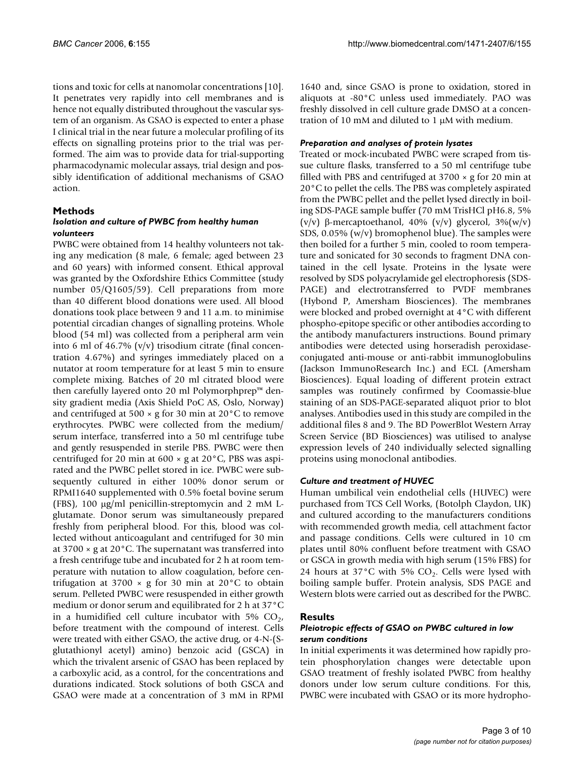tions and toxic for cells at nanomolar concentrations [10]. It penetrates very rapidly into cell membranes and is hence not equally distributed throughout the vascular system of an organism. As GSAO is expected to enter a phase I clinical trial in the near future a molecular profiling of its effects on signalling proteins prior to the trial was performed. The aim was to provide data for trial-supporting pharmacodynamic molecular assays, trial design and possibly identification of additional mechanisms of GSAO action.

## Methods

### *Isolation and culture of PWBC from healthy human volunteers*

PWBC were obtained from 14 healthy volunteers not taking any medication (8 male, 6 female; aged between 23 and 60 years) with informed consent. Ethical approval was granted by the Oxfordshire Ethics Committee (study number 05/Q1605/59). Cell preparations from more than 40 different blood donations were used. All blood donations took place between 9 and 11 a.m. to minimise potential circadian changes of signalling proteins. Whole blood (54 ml) was collected from a peripheral arm vein into 6 ml of 46.7% (v/v) trisodium citrate (final concentration 4.67%) and syringes immediately placed on a nutator at room temperature for at least 5 min to ensure complete mixing. Batches of 20 ml citrated blood were then carefully layered onto 20 ml Polymorphprep™ density gradient media (Axis Shield PoC AS, Oslo, Norway) and centrifuged at 500 × g for 30 min at 20°C to remove erythrocytes. PWBC were collected from the medium/serum interface, transferred into a 50 ml centrifuge tube and gently resuspended in sterile PBS. PWBC were then centrifuged for 20 min at 600 × g at 20°C, PBS was aspirated and the PWBC pellet stored in ice. PWBC were subsequently cultured in either 100% donor serum or RPMI1640 supplemented with 0.5% foetal bovine serum (FBS), 100 μg/ml penicillin-streptomycin and 2 mM L-glutamate. Donor serum was simultaneously prepared freshly from peripheral blood. For this, blood was collected without anticoagulant and centrifuged for 30 min at 3700 × g at 20°C. The supernatant was transferred into a fresh centrifuge tube and incubated for 2 h at room temperature with nutation to allow coagulation, before centrifugation at 3700 × g for 30 min at 20°C to obtain serum. Pelleted PWBC were resuspended in either growth medium or donor serum and equilibrated for 2 h at 37°C in a humidified cell culture incubator with 5% $CO_2$, before treatment with the compound of interest. Cells were treated with either GSAO, the active drug, or 4-N-(S-glutathionyl acetyl) amino) benzoic acid (GSCA) in which the trivalent arsenic of GSAO has been replaced by a carboxylic acid, as a control, for the concentrations and durations indicated. Stock solutions of both GSCA and GSAO were made at a concentration of 3 mM in RPMI 1640 and, since GSAO is prone to oxidation, stored in aliquots at -80°C unless used immediately. PAO was freshly dissolved in cell culture grade DMSO at a concentration of 10 mM and diluted to 1 μM with medium.

### *Preparation and analyses of protein lysates*

Treated or mock-incubated PWBC were scraped from tissue culture flasks, transferred to a 50 ml centrifuge tube filled with PBS and centrifuged at 3700 × g for 20 min at 20°C to pellet the cells. The PBS was completely aspirated from the PWBC pellet and the pellet lysed directly in boiling SDS-PAGE sample buffer (70 mM TrisHCl pH6.8, 5% (v/v) β-mercaptoethanol, 40% (v/v) glycerol, 3%(w/v) SDS, 0.05% (w/v) bromophenol blue). The samples were then boiled for a further 5 min, cooled to room temperature and sonicated for 30 seconds to fragment DNA contained in the cell lysate. Proteins in the lysate were resolved by SDS polyacrylamide gel electrophoresis (SDS-PAGE) and electrotransferred to PVDF membranes (Hybond P, Amersham Biosciences). The membranes were blocked and probed overnight at 4°C with different phospho-epitope specific or other antibodies according to the antibody manufacturers instructions. Bound primary antibodies were detected using horseradish peroxidase-conjugated anti-mouse or anti-rabbit immunoglobulins (Jackson ImmunoResearch Inc.) and ECL (Amersham Biosciences). Equal loading of different protein extract samples was routinely confirmed by Coomassie-blue staining of an SDS-PAGE-separated aliquot prior to blot analyses. Antibodies used in this study are compiled in the additional files 8 and 9. The BD PowerBlot Western Array Screen Service (BD Biosciences) was utilised to analyse expression levels of 240 individually selected signalling proteins using monoclonal antibodies.

### *Culture and treatment of HUVEC*

Human umbilical vein endothelial cells (HUVEC) were purchased from TCS Cell Works, (Botolph Claydon, UK) and cultured according to the manufacturers conditions with recommended growth media, cell attachment factor and passage conditions. Cells were cultured in 10 cm plates until 80% confluent before treatment with GSAO or GSCA in growth media with high serum (15% FBS) for 24 hours at 37°C with 5% $CO_2$. Cells were lysed with boiling sample buffer. Protein analysis, SDS PAGE and Western blots were carried out as described for the PWBC.

## Results

### *Pleiotropic effects of GSAO on PWBC cultured in low serum conditions*

In initial experiments it was determined how rapidly protein phosphorylation changes were detectable upon GSAO treatment of freshly isolated PWBC from healthy donors under low serum culture conditions. For this, PWBC were incubated with GSAO or its more hydropho-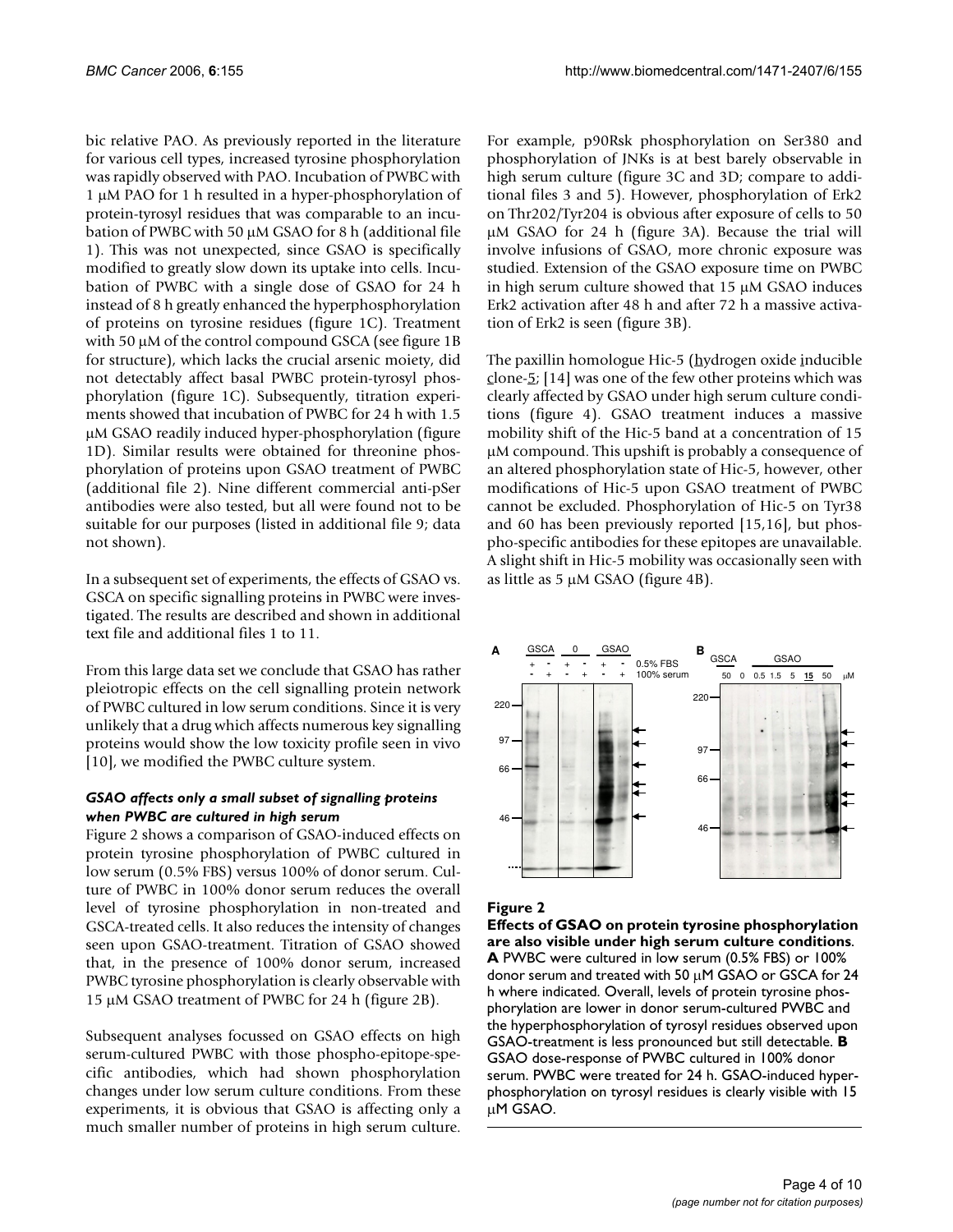bic relative PAO. As previously reported in the literature for various cell types, increased tyrosine phosphorylation was rapidly observed with PAO. Incubation of PWBC with 1 μM PAO for 1 h resulted in a hyper-phosphorylation of protein-tyrosyl residues that was comparable to an incubation of PWBC with 50 μM GSAO for 8 h (additional file 1). This was not unexpected, since GSAO is specifically modified to greatly slow down its uptake into cells. Incubation of PWBC with a single dose of GSAO for 24 h instead of 8 h greatly enhanced the hyperphosphorylation of proteins on tyrosine residues (figure 1C). Treatment with 50 μM of the control compound GSCA (see figure 1B for structure), which lacks the crucial arsenic moiety, did not detectably affect basal PWBC protein-tyrosyl phosphorylation (figure 1C). Subsequently, titration experiments showed that incubation of PWBC for 24 h with 1.5 μM GSAO readily induced hyper-phosphorylation (figure 1D). Similar results were obtained for threonine phosphorylation of proteins upon GSAO treatment of PWBC (additional file 2). Nine different commercial anti-pSer antibodies were also tested, but all were found not to be suitable for our purposes (listed in additional file 9; data not shown).

In a subsequent set of experiments, the effects of GSAO vs. GSCA on specific signalling proteins in PWBC were investigated. The results are described and shown in additional text file and additional files 1 to 11.

From this large data set we conclude that GSAO has rather pleiotropic effects on the cell signalling protein network of PWBC cultured in low serum conditions. Since it is very unlikely that a drug which affects numerous key signalling proteins would show the low toxicity profile seen in vivo [10], we modified the PWBC culture system.

### *GSAO affects only a small subset of signalling proteins when PWBC are cultured in high serum*

Figure 2 shows a comparison of GSAO-induced effects on protein tyrosine phosphorylation of PWBC cultured in low serum (0.5% FBS) versus 100% of donor serum. Culture of PWBC in 100% donor serum reduces the overall level of tyrosine phosphorylation in non-treated and GSCA-treated cells. It also reduces the intensity of changes seen upon GSAO-treatment. Titration of GSAO showed that, in the presence of 100% donor serum, increased PWBC tyrosine phosphorylation is clearly observable with 15 μM GSAO treatment of PWBC for 24 h (figure 2B).

Subsequent analyses focussed on GSAO effects on high serum-cultured PWBC with those phospho-epitope-specific antibodies, which had shown phosphorylation changes under low serum culture conditions. From these experiments, it is obvious that GSAO is affecting only a much smaller number of proteins in high serum culture. For example, p90Rsk phosphorylation on Ser380 and phosphorylation of JNKs is at best barely observable in high serum culture (figure 3C and 3D; compare to additional files 3 and 5). However, phosphorylation of Erk2 on Thr202/Tyr204 is obvious after exposure of cells to 50 μM GSAO for 24 h (figure 3A). Because the trial will involve infusions of GSAO, more chronic exposure was studied. Extension of the GSAO exposure time on PWBC in high serum culture showed that 15 μM GSAO induces Erk2 activation after 48 h and after 72 h a massive activation of Erk2 is seen (figure 3B).

The paxillin homologue Hic-5 (hydrogen oxide inducible clone-5; [14] was one of the few other proteins which was clearly affected by GSAO under high serum culture conditions (figure 4). GSAO treatment induces a massive mobility shift of the Hic-5 band at a concentration of 15 μM compound. This upshift is probably a consequence of an altered phosphorylation state of Hic-5, however, other modifications of Hic-5 upon GSAO treatment of PWBC cannot be excluded. Phosphorylation of Hic-5 on Tyr38 and 60 has been previously reported [15,16], but phospho-specific antibodies for these epitopes are unavailable. A slight shift in Hic-5 mobility was occasionally seen with as little as 5 μM GSAO (figure 4B).

**Figure 2**

**Effects of GSAO on protein tyrosine phosphorylation are also visible under high serum culture conditions**. **A** PWBC were cultured in low serum (0.5% FBS) or 100% donor serum and treated with 50 μM GSAO or GSCA for 24 h where indicated. Overall, levels of protein tyrosine phosphorylation are lower in donor serum-cultured PWBC and the hyperphosphorylation of tyrosyl residues observed upon GSAO-treatment is less pronounced but still detectable. **B** GSAO dose-response of PWBC cultured in 100% donor serum. PWBC were treated for 24 h. GSAO-induced hyperphosphorylation on tyrosyl residues is clearly visible with 15 μM GSAO.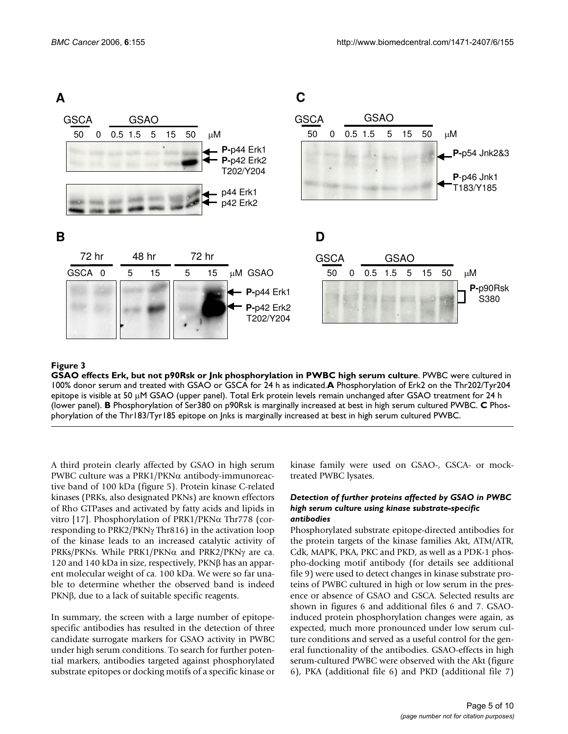**Figure 3**

**GSAO effects Erk, but not p90Rsk or Jnk phosphorylation in PWBC high serum culture**. PWBC were cultured in 100% donor serum and treated with GSAO or GSCA for 24 h as indicated.**A** Phosphorylation of Erk2 on the Thr202/Tyr204 epitope is visible at 50 μM GSAO (upper panel). Total Erk protein levels remain unchanged after GSAO treatment for 24 h (lower panel). **B** Phosphorylation of Ser380 on p90Rsk is marginally increased at best in high serum cultured PWBC. **C** Phosphorylation of the Thr183/Tyr185 epitope on Jnks is marginally increased at best in high serum cultured PWBC.

A third protein clearly affected by GSAO in high serum PWBC culture was a PRK1/PKNα antibody-immunoreactive band of 100 kDa (figure 5). Protein kinase C-related kinases (PRKs, also designated PKNs) are known effectors of Rho GTPases and activated by fatty acids and lipids in vitro [17]. Phosphorylation of PRK1/PKNα Thr778 (corresponding to PRK2/PKNγ Thr816) in the activation loop of the kinase leads to an increased catalytic activity of PRKs/PKNs. While PRK1/PKNα and PRK2/PKNγ are ca. 120 and 140 kDa in size, respectively, PKNβ has an apparent molecular weight of ca. 100 kDa. We were so far unable to determine whether the observed band is indeed PKNβ, due to a lack of suitable specific reagents.

In summary, the screen with a large number of epitope-specific antibodies has resulted in the detection of three candidate surrogate markers for GSAO activity in PWBC under high serum conditions. To search for further potential markers, antibodies targeted against phosphorylated substrate epitopes or docking motifs of a specific kinase or kinase family were used on GSAO-, GSCA- or mock-treated PWBC lysates.

### *Detection of further proteins affected by GSAO in PWBC high serum culture using kinase substrate-specific antibodies*

Phosphorylated substrate epitope-directed antibodies for the protein targets of the kinase families Akt, ATM/ATR, Cdk, MAPK, PKA, PKC and PKD, as well as a PDK-1 phospho-docking motif antibody (for details see additional file 9) were used to detect changes in kinase substrate proteins of PWBC cultured in high or low serum in the presence or absence of GSAO and GSCA. Selected results are shown in figures 6 and additional files 6 and 7. GSAO-induced protein phosphorylation changes were again, as expected, much more pronounced under low serum culture conditions and served as a useful control for the general functionality of the antibodies. GSAO-effects in high serum-cultured PWBC were observed with the Akt (figure 6), PKA (additional file 6) and PKD (additional file 7)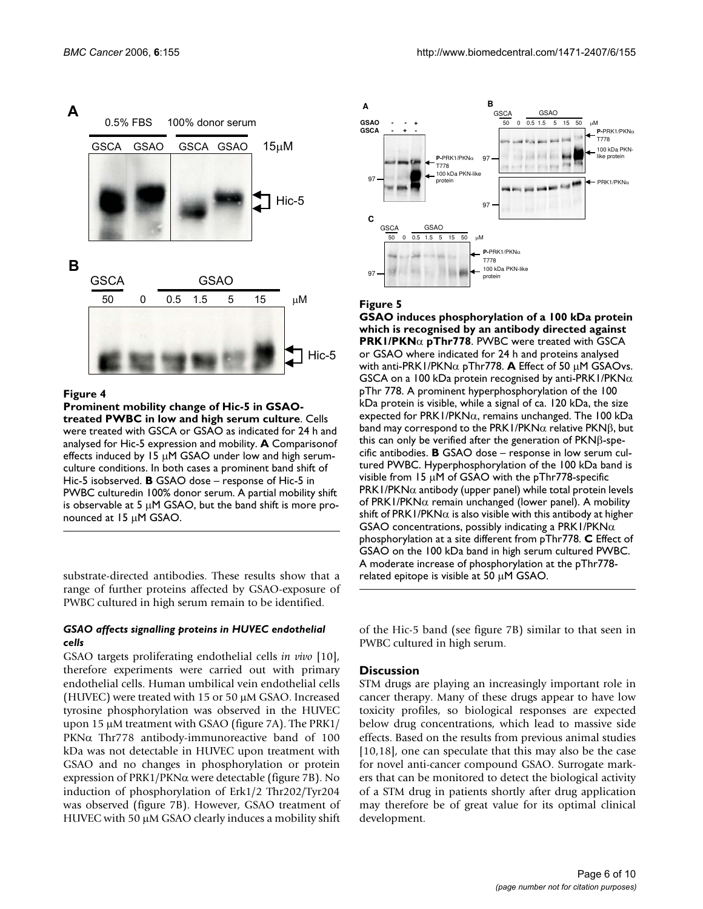**Figure 4**

**Prominent mobility change of Hic-5 in GSAO-treated PWBC in low and high serum culture**. Cells were treated with GSCA or GSAO as indicated for 24 h and analysed for Hic-5 expression and mobility. **A** Comparisonof effects induced by 15 μM GSAO under low and high serum-culture conditions. In both cases a prominent band shift of Hic-5 isobserved. **B** GSAO dose – response of Hic-5 in PWBC culturedin 100% donor serum. A partial mobility shift is observable at 5 μM GSAO, but the band shift is more pronounced at 15 μM GSAO.

**Figure 5**

**GSAO induces phosphorylation of a 100 kDa protein which is recognised by an antibody directed against PRK1/PKNα pThr778**. PWBC were treated with GSCA or GSAO where indicated for 24 h and proteins analysed with anti-PRK1/PKNα pThr778. **A** Effect of 50 μM GSAOvs. GSCA on a 100 kDa protein recognised by anti-PRK1/PKNα pThr 778. A prominent hyperphosphorylation of the 100 kDa protein is visible, while a signal of ca. 120 kDa, the size expected for PRK1/PKNα, remains unchanged. The 100 kDa band may correspond to the PRK1/PKNα relative PKNβ, but this can only be verified after the generation of PKNβ-specific antibodies. **B** GSAO dose – response in low serum cultured PWBC. Hyperphosphorylation of the 100 kDa band is visible from 15 μM of GSAO with the pThr778-specific PRK1/PKNα antibody (upper panel) while total protein levels of PRK1/PKNα remain unchanged (lower panel). A mobility shift of PRK1/PKNα is also visible with this antibody at higher GSAO concentrations, possibly indicating a PRK1/PKNα phosphorylation at a site different from pThr778. **C** Effect of GSAO on the 100 kDa band in high serum cultured PWBC. A moderate increase of phosphorylation at the pThr778-related epitope is visible at 50 μM GSAO.

substrate-directed antibodies. These results show that a range of further proteins affected by GSAO-exposure of PWBC cultured in high serum remain to be identified.

### *GSAO affects signalling proteins in HUVEC endothelial cells*

GSAO targets proliferating endothelial cells *in vivo* [10], therefore experiments were carried out with primary endothelial cells. Human umbilical vein endothelial cells (HUVEC) were treated with 15 or 50 μM GSAO. Increased tyrosine phosphorylation was observed in the HUVEC upon 15 μM treatment with GSAO (figure 7A). The PRK1/PKNα Thr778 antibody-immunoreactive band of 100 kDa was not detectable in HUVEC upon treatment with GSAO and no changes in phosphorylation or protein expression of PRK1/PKNα were detectable (figure 7B). No induction of phosphorylation of Erk1/2 Thr202/Tyr204 was observed (figure 7B). However, GSAO treatment of HUVEC with 50 μM GSAO clearly induces a mobility shift of the Hic-5 band (see figure 7B) similar to that seen in PWBC cultured in high serum.

## Discussion

STM drugs are playing an increasingly important role in cancer therapy. Many of these drugs appear to have low toxicity profiles, so biological responses are expected below drug concentrations, which lead to massive side effects. Based on the results from previous animal studies [10,18], one can speculate that this may also be the case for novel anti-cancer compound GSAO. Surrogate markers that can be monitored to detect the biological activity of a STM drug in patients shortly after drug application may therefore be of great value for its optimal clinical development.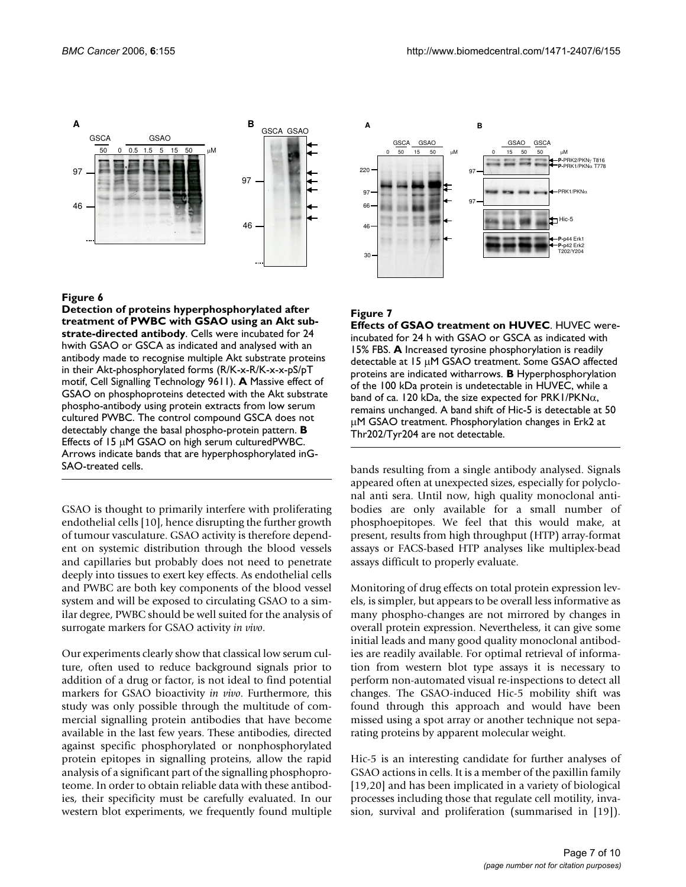A

GSCA GSAO

50 0 0.5 1.5 5 15 50 µM

97

46

B

GSCA GSAO

97

46

**Figure 6**

**Detection of proteins hyperphosphorylated after treatment of PWBC with GSAO using an Akt substrate-directed antibody**. Cells were incubated for 24 hwith GSAO or GSCA as indicated and analysed with an antibody made to recognise multiple Akt substrate proteins in their Akt-phosphorylated forms (R/K-x-R/K-x-x-pS/pT motif, Cell Signalling Technology 9611). **A** Massive effect of GSAO on phosphoproteins detected with the Akt substrate phospho-antibody using protein extracts from low serum cultured PWBC. The control compound GSCA does not detectably change the basal phospho-protein pattern. **B** Effects of 15 µM GSAO on high serum culturedPWBC. Arrows indicate bands that are hyperphosphorylated inG-SAO-treated cells.

A

GSCA GSAO

0 50 15 50 µM

220

97

66

46

30

B

GSAO GSCA

0 15 50 50 µM

97

P-PRK2/PKNγ T816

P-PRK1/PKNα T778

97

PRK1/PKNα

Hic-5

P-p44 Erk1

P-p42 Erk2

T202/Y204

**Figure 7**

**Effects of GSAO treatment on HUVEC**. HUVEC wereincubated for 24 h with GSAO or GSCA as indicated with 15% FBS. **A** Increased tyrosine phosphorylation is readily detectable at 15 µM GSAO treatment. Some GSAO affected proteins are indicated witharrows. **B** Hyperphosphorylation of the 100 kDa protein is undetectable in HUVEC, while a band of ca. 120 kDa, the size expected for PRK1/PKNα, remains unchanged. A band shift of Hic-5 is detectable at 50 µM GSAO treatment. Phosphorylation changes in Erk2 at Thr202/Tyr204 are not detectable.

GSAO is thought to primarily interfere with proliferating endothelial cells [10], hence disrupting the further growth of tumour vasculature. GSAO activity is therefore dependent on systemic distribution through the blood vessels and capillaries but probably does not need to penetrate deeply into tissues to exert key effects. As endothelial cells and PWBC are both key components of the blood vessel system and will be exposed to circulating GSAO to a similar degree, PWBC should be well suited for the analysis of surrogate markers for GSAO activity *in vivo*.

Our experiments clearly show that classical low serum culture, often used to reduce background signals prior to addition of a drug or factor, is not ideal to find potential markers for GSAO bioactivity *in vivo*. Furthermore, this study was only possible through the multitude of commercial signalling protein antibodies that have become available in the last few years. These antibodies, directed against specific phosphorylated or nonphosphorylated protein epitopes in signalling proteins, allow the rapid analysis of a significant part of the signalling phosphoproteome. In order to obtain reliable data with these antibodies, their specificity must be carefully evaluated. In our western blot experiments, we frequently found multiple bands resulting from a single antibody analysed. Signals appeared often at unexpected sizes, especially for polyclonal anti sera. Until now, high quality monoclonal antibodies are only available for a small number of phosphoepitopes. We feel that this would make, at present, results from high throughput (HTP) array-format assays or FACS-based HTP analyses like multiplex-bead assays difficult to properly evaluate.

Monitoring of drug effects on total protein expression levels, is simpler, but appears to be overall less informative as many phospho-changes are not mirrored by changes in overall protein expression. Nevertheless, it can give some initial leads and many good quality monoclonal antibodies are readily available. For optimal retrieval of information from western blot type assays it is necessary to perform non-automated visual re-inspections to detect all changes. The GSAO-induced Hic-5 mobility shift was found through this approach and would have been missed using a spot array or another technique not separating proteins by apparent molecular weight.

Hic-5 is an interesting candidate for further analyses of GSAO actions in cells. It is a member of the paxillin family [19,20] and has been implicated in a variety of biological processes including those that regulate cell motility, invasion, survival and proliferation (summarised in [19]).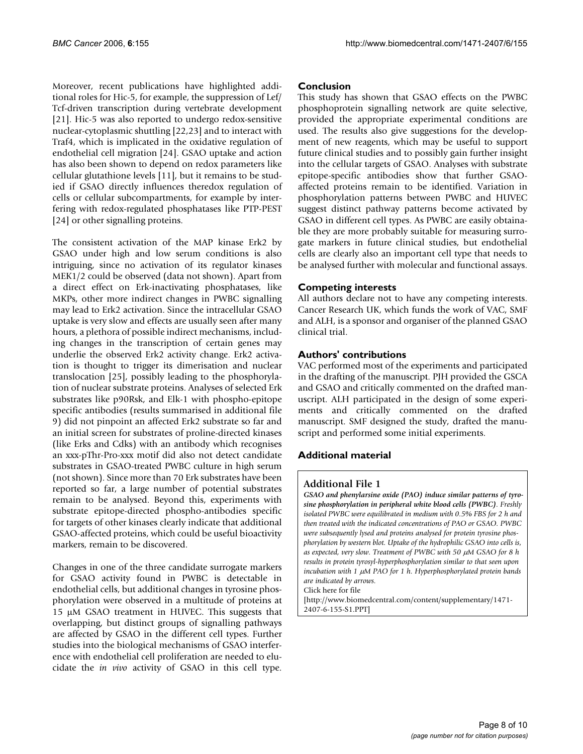Moreover, recent publications have highlighted additional roles for Hic-5, for example, the suppression of Lef/Tcf-driven transcription during vertebrate development [21]. Hic-5 was also reported to undergo redox-sensitive nuclear-cytoplasmic shuttling [22,23] and to interact with Traf4, which is implicated in the oxidative regulation of endothelial cell migration [24]. GSAO uptake and action has also been shown to depend on redox parameters like cellular glutathione levels [11], but it remains to be studied if GSAO directly influences theredox regulation of cells or cellular subcompartments, for example by interfering with redox-regulated phosphatases like PTP-PEST [24] or other signalling proteins.

The consistent activation of the MAP kinase Erk2 by GSAO under high and low serum conditions is also intriguing, since no activation of its regulator kinases MEK1/2 could be observed (data not shown). Apart from a direct effect on Erk-inactivating phosphatases, like MKPs, other more indirect changes in PWBC signalling may lead to Erk2 activation. Since the intracellular GSAO uptake is very slow and effects are usually seen after many hours, a plethora of possible indirect mechanisms, including changes in the transcription of certain genes may underlie the observed Erk2 activity change. Erk2 activation is thought to trigger its dimerisation and nuclear translocation [25], possibly leading to the phosphorylation of nuclear substrate proteins. Analyses of selected Erk substrates like p90Rsk, and Elk-1 with phospho-epitope specific antibodies (results summarised in additional file 9) did not pinpoint an affected Erk2 substrate so far and an initial screen for substrates of proline-directed kinases (like Erks and Cdks) with an antibody which recognises an xxx-pThr-Pro-xxx motif did also not detect candidate substrates in GSAO-treated PWBC culture in high serum (not shown). Since more than 70 Erk substrates have been reported so far, a large number of potential substrates remain to be analysed. Beyond this, experiments with substrate epitope-directed phospho-antibodies specific for targets of other kinases clearly indicate that additional GSAO-affected proteins, which could be useful bioactivity markers, remain to be discovered.

Changes in one of the three candidate surrogate markers for GSAO activity found in PWBC is detectable in endothelial cells, but additional changes in tyrosine phosphorylation were observed in a multitude of proteins at 15 μM GSAO treatment in HUVEC. This suggests that overlapping, but distinct groups of signalling pathways are affected by GSAO in the different cell types. Further studies into the biological mechanisms of GSAO interference with endothelial cell proliferation are needed to elucidate the *in vivo* activity of GSAO in this cell type.

## Conclusion

This study has shown that GSAO effects on the PWBC phosphoprotein signalling network are quite selective, provided the appropriate experimental conditions are used. The results also give suggestions for the development of new reagents, which may be useful to support future clinical studies and to possibly gain further insight into the cellular targets of GSAO. Analyses with substrate epitope-specific antibodies show that further GSAO-affected proteins remain to be identified. Variation in phosphorylation patterns between PWBC and HUVEC suggest distinct pathway patterns become activated by GSAO in different cell types. As PWBC are easily obtainable they are more probably suitable for measuring surrogate markers in future clinical studies, but endothelial cells are clearly also an important cell type that needs to be analysed further with molecular and functional assays.

## Competing interests

All authors declare not to have any competing interests. Cancer Research UK, which funds the work of VAC, SMF and ALH, is a sponsor and organiser of the planned GSAO clinical trial.

## Authors' contributions

VAC performed most of the experiments and participated in the drafting of the manuscript. PJH provided the GSCA and GSAO and critically commented on the drafted manuscript. ALH participated in the design of some experiments and critically commented on the drafted manuscript. SMF designed the study, drafted the manuscript and performed some initial experiments.

## Additional material

### Additional File 1

***GSAO and phenylarsine oxide (PAO) induce similar patterns of tyrosine phosphorylation in peripheral white blood cells (PWBC)****. Freshly isolated PWBC were equilibrated in medium with 0.5% FBS for 2 h and then treated with the indicated concentrations of PAO or GSAO. PWBC were subsequently lysed and proteins analysed for protein tyrosine phosphorylation by western blot. Uptake of the hydrophilic GSAO into cells is, as expected, very slow. Treatment of PWBC with 50 μM GSAO for 8 h results in protein tyrosyl-hyperphosphorylation similar to that seen upon incubation with 1 μM PAO for 1 h. Hyperphosphorylated protein bands are indicated by arrows.*

Click here for file

[http://www.biomedcentral.com/content/supplementary/1471-2407-6-155-S1.PPT]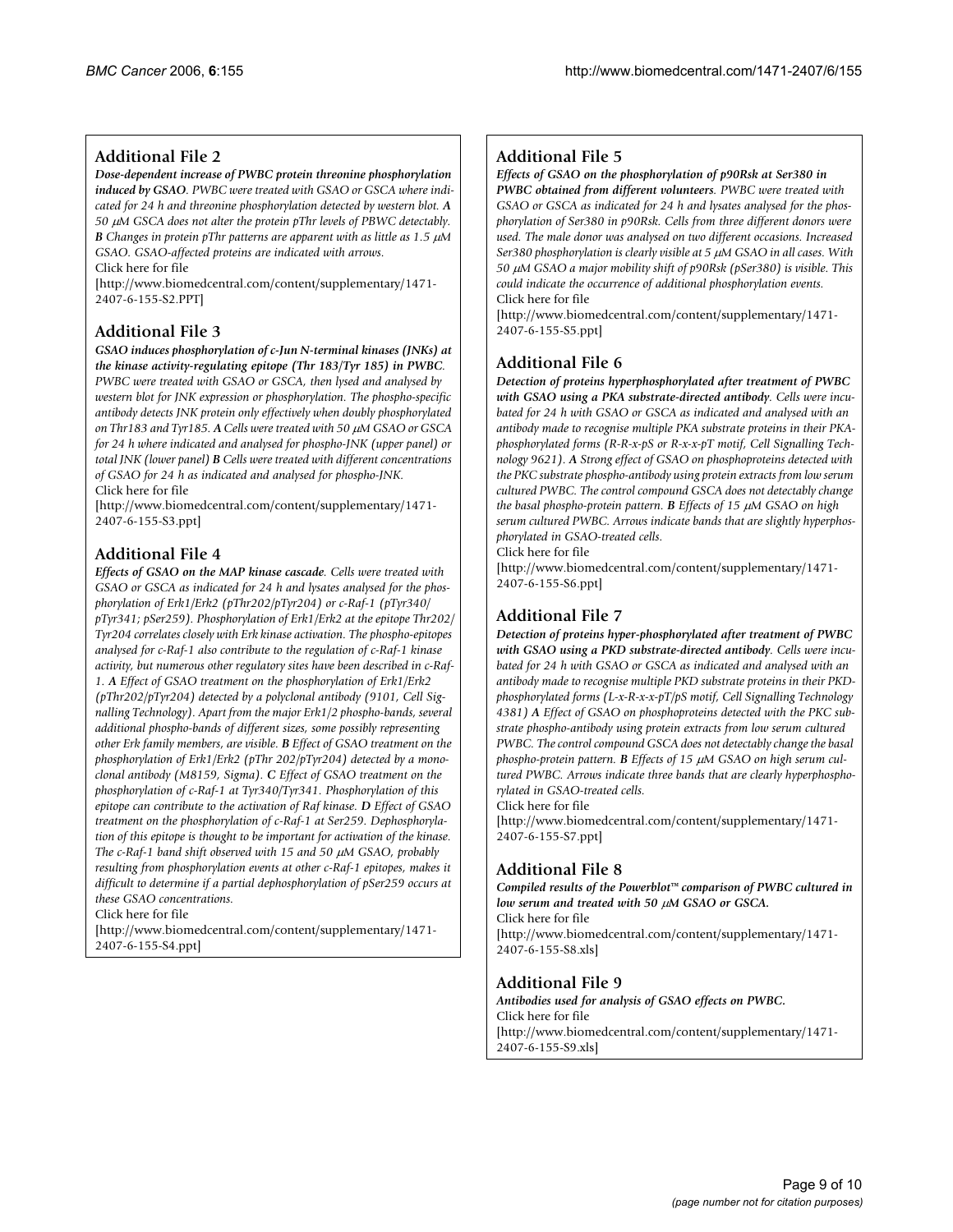## Additional File 2

***Dose-dependent increase of PWBC protein threonine phosphorylation induced by GSAO***. *PWBC were treated with GSAO or GSCA where indicated for 24 h and threonine phosphorylation detected by western blot.* ***A*** *50 μM GSCA does not alter the protein pThr levels of PBWC detectably.* ***B*** *Changes in protein pThr patterns are apparent with as little as 1.5 μM GSAO. GSAO-affected proteins are indicated with arrows.*
Click here for file
[http://www.biomedcentral.com/content/supplementary/1471-2407-6-155-S2.PPT]

## Additional File 3

***GSAO induces phosphorylation of c-Jun N-terminal kinases (JNKs) at the kinase activity-regulating epitope (Thr 183/Tyr 185) in PWBC***. *PWBC were treated with GSAO or GSCA, then lysed and analysed by western blot for JNK expression or phosphorylation. The phospho-specific antibody detects JNK protein only effectively when doubly phosphorylated on Thr183 and Tyr185.* ***A*** *Cells were treated with 50 μM GSAO or GSCA for 24 h where indicated and analysed for phospho-JNK (upper panel) or total JNK (lower panel)* ***B*** *Cells were treated with different concentrations of GSAO for 24 h as indicated and analysed for phospho-JNK.*
Click here for file
[http://www.biomedcentral.com/content/supplementary/1471-2407-6-155-S3.ppt]

## Additional File 4

***Effects of GSAO on the MAP kinase cascade***. *Cells were treated with GSAO or GSCA as indicated for 24 h and lysates analysed for the phosphorylation of Erk1/Erk2 (pThr202/pTyr204) or c-Raf-1 (pTyr340/pTyr341; pSer259). Phosphorylation of Erk1/Erk2 at the epitope Thr202/Tyr204 correlates closely with Erk kinase activation. The phospho-epitopes analysed for c-Raf-1 also contribute to the regulation of c-Raf-1 kinase activity, but numerous other regulatory sites have been described in c-Raf-1.* ***A*** *Effect of GSAO treatment on the phosphorylation of Erk1/Erk2 (pThr202/pTyr204) detected by a polyclonal antibody (9101, Cell Signalling Technology). Apart from the major Erk1/2 phospho-bands, several additional phospho-bands of different sizes, some possibly representing other Erk family members, are visible.* ***B*** *Effect of GSAO treatment on the phosphorylation of Erk1/Erk2 (pThr 202/pTyr204) detected by a monoclonal antibody (M8159, Sigma).* ***C*** *Effect of GSAO treatment on the phosphorylation of c-Raf-1 at Tyr340/Tyr341. Phosphorylation of this epitope can contribute to the activation of Raf kinase.* ***D*** *Effect of GSAO treatment on the phosphorylation of c-Raf-1 at Ser259. Dephosphorylation of this epitope is thought to be important for activation of the kinase. The c-Raf-1 band shift observed with 15 and 50 μM GSAO, probably resulting from phosphorylation events at other c-Raf-1 epitopes, makes it difficult to determine if a partial dephosphorylation of pSer259 occurs at these GSAO concentrations.*
Click here for file
[http://www.biomedcentral.com/content/supplementary/1471-2407-6-155-S4.ppt]

## Additional File 5

***Effects of GSAO on the phosphorylation of p90Rsk at Ser380 in PWBC obtained from different volunteers***. *PWBC were treated with GSAO or GSCA as indicated for 24 h and lysates analysed for the phosphorylation of Ser380 in p90Rsk. Cells from three different donors were used. The male donor was analysed on two different occasions. Increased Ser380 phosphorylation is clearly visible at 5 μM GSAO in all cases. With 50 μM GSAO a major mobility shift of p90Rsk (pSer380) is visible. This could indicate the occurrence of additional phosphorylation events.*
Click here for file
[http://www.biomedcentral.com/content/supplementary/1471-2407-6-155-S5.ppt]

## Additional File 6

***Detection of proteins hyperphosphorylated after treatment of PWBC with GSAO using a PKA substrate-directed antibody***. *Cells were incubated for 24 h with GSAO or GSCA as indicated and analysed with an antibody made to recognise multiple PKA substrate proteins in their PKA-phosphorylated forms (R-R-x-pS or R-x-x-pT motif, Cell Signalling Technology 9621).* ***A*** *Strong effect of GSAO on phosphoproteins detected with the PKC substrate phospho-antibody using protein extracts from low serum cultured PWBC. The control compound GSCA does not detectably change the basal phospho-protein pattern.* ***B*** *Effects of 15 μM GSAO on high serum cultured PWBC. Arrows indicate bands that are slightly hyperphosphorylated in GSAO-treated cells.*
Click here for file
[http://www.biomedcentral.com/content/supplementary/1471-2407-6-155-S6.ppt]

## Additional File 7

***Detection of proteins hyper-phosphorylated after treatment of PWBC with GSAO using a PKD substrate-directed antibody***. *Cells were incubated for 24 h with GSAO or GSCA as indicated and analysed with an antibody made to recognise multiple PKD substrate proteins in their PKD-phosphorylated forms (L-x-R-x-x-pT/pS motif, Cell Signalling Technology 4381)* ***A*** *Effect of GSAO on phosphoproteins detected with the PKC substrate phospho-antibody using protein extracts from low serum cultured PWBC. The control compound GSCA does not detectably change the basal phospho-protein pattern.* ***B*** *Effects of 15 μM GSAO on high serum cultured PWBC. Arrows indicate three bands that are clearly hyperphosphorylated in GSAO-treated cells.*
Click here for file
[http://www.biomedcentral.com/content/supplementary/1471-2407-6-155-S7.ppt]

## Additional File 8

***Compiled results of the Powerblot™ comparison of PWBC cultured in low serum and treated with 50 μM GSAO or GSCA.***
Click here for file
[http://www.biomedcentral.com/content/supplementary/1471-2407-6-155-S8.xls]

## Additional File 9

***Antibodies used for analysis of GSAO effects on PWBC.***
Click here for file
[http://www.biomedcentral.com/content/supplementary/1471-2407-6-155-S9.xls]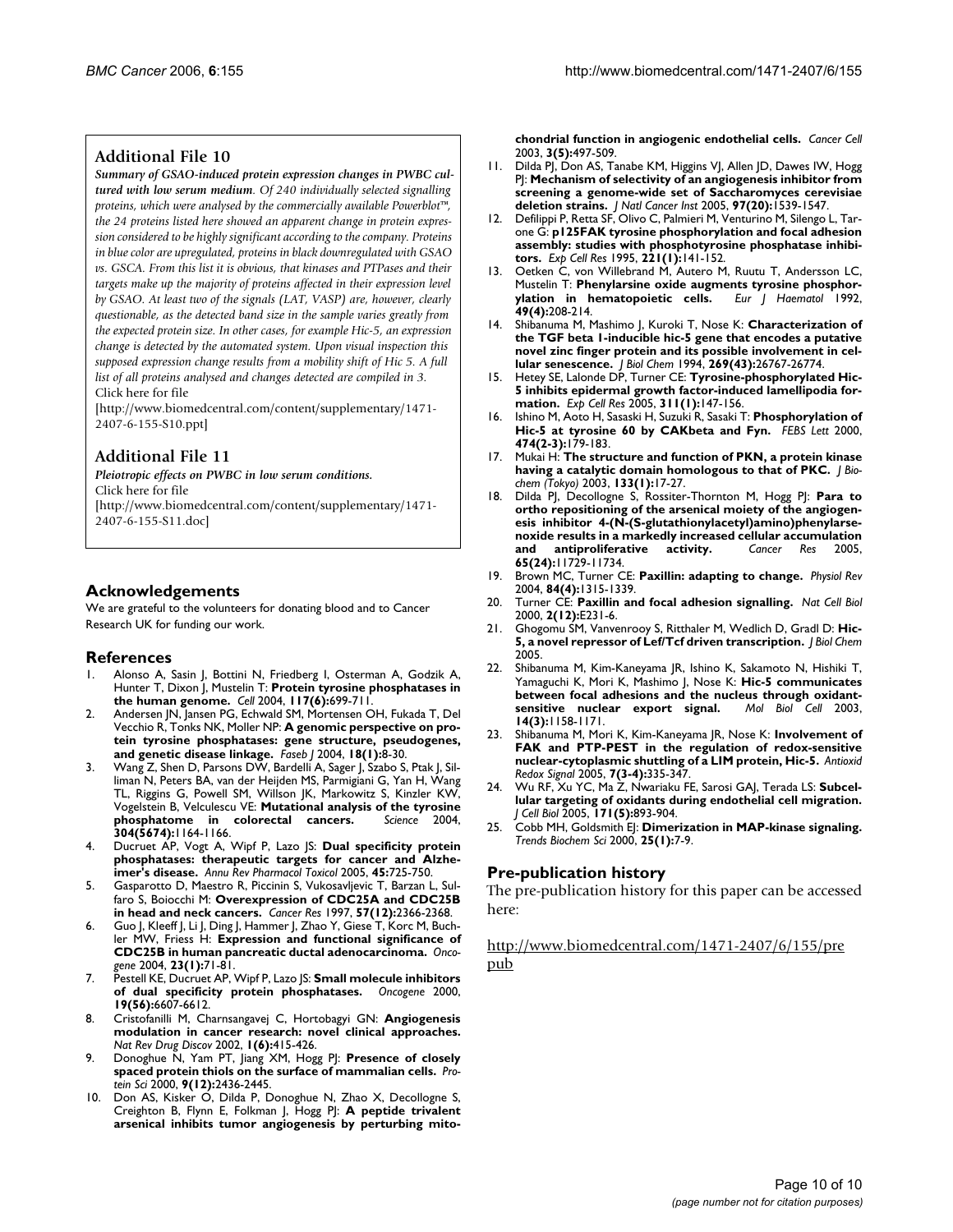## Additional File 10

***Summary of GSAO-induced protein expression changes in PWBC cultured with low serum medium.*** *Of 240 individually selected signalling proteins, which were analysed by the commercially available Powerblot™, the 24 proteins listed here showed an apparent change in protein expression considered to be highly significant according to the company. Proteins in blue color are upregulated, proteins in black downregulated with GSAO vs. GSCA. From this list it is obvious, that kinases and PTPases and their targets make up the majority of proteins affected in their expression level by GSAO. At least two of the signals (LAT, VASP) are, however, clearly questionable, as the detected band size in the sample varies greatly from the expected protein size. In other cases, for example Hic-5, an expression change is detected by the automated system. Upon visual inspection this supposed expression change results from a mobility shift of Hic 5. A full list of all proteins analysed and changes detected are compiled in 3.*
Click here for file
[http://www.biomedcentral.com/content/supplementary/1471-2407-6-155-S10.ppt]

## Additional File 11

***Pleiotropic effects on PWBC in low serum conditions.***
Click here for file
[http://www.biomedcentral.com/content/supplementary/1471-2407-6-155-S11.doc]

## Acknowledgements

We are grateful to the volunteers for donating blood and to Cancer Research UK for funding our work.

## References

1. Alonso A, Sasin J, Bottini N, Friedberg I, Osterman A, Godzik A, Hunter T, Dixon J, Mustelin T: **Protein tyrosine phosphatases in the human genome.** *Cell* 2004, **117(6):**699-711.
2. Andersen JN, Jansen PG, Echwald SM, Mortensen OH, Fukada T, Del Vecchio R, Tonks NK, Moller NP: **A genomic perspective on protein tyrosine phosphatases: gene structure, pseudogenes, and genetic disease linkage.** *Faseb J* 2004, **18(1):**8-30.
3. Wang Z, Shen D, Parsons DW, Bardelli A, Sager J, Szabo S, Ptak J, Silliman N, Peters BA, van der Heijden MS, Parmigiani G, Yan H, Wang TL, Riggins G, Powell SM, Willson JK, Markowitz S, Kinzler KW, Vogelstein B, Velculescu VE: **Mutational analysis of the tyrosine phosphatome in colorectal cancers.** *Science* 2004, **304(5674):**1164-1166.
4. Ducruet AP, Vogt A, Wipf P, Lazo JS: **Dual specificity protein phosphatases: therapeutic targets for cancer and Alzheimer's disease.** *Annu Rev Pharmacol Toxicol* 2005, **45:**725-750.
5. Gasparotto D, Maestro R, Piccinin S, Vukosavljevic T, Barzan L, Sulfaro S, Boiocchi M: **Overexpression of CDC25A and CDC25B in head and neck cancers.** *Cancer Res* 1997, **57(12):**2366-2368.
6. Guo J, Kleeff J, Li J, Ding J, Hammer J, Zhao Y, Giese T, Korc M, Buchler MW, Friess H: **Expression and functional significance of CDC25B in human pancreatic ductal adenocarcinoma.** *Oncogene* 2004, **23(1):**71-81.
7. Pestell KE, Ducruet AP, Wipf P, Lazo JS: **Small molecule inhibitors of dual specificity protein phosphatases.** *Oncogene* 2000, **19(56):**6607-6612.
8. Cristofanilli M, Charnsangavej C, Hortobagyi GN: **Angiogenesis modulation in cancer research: novel clinical approaches.** *Nat Rev Drug Discov* 2002, **1(6):**415-426.
9. Donoghue N, Yam PT, Jiang XM, Hogg PJ: **Presence of closely spaced protein thiols on the surface of mammalian cells.** *Protein Sci* 2000, **9(12):**2436-2445.
10. Don AS, Kisker O, Dilda P, Donoghue N, Zhao X, Decollogne S, Creighton B, Flynn E, Folkman J, Hogg PJ: **A peptide trivalent arsenical inhibits tumor angiogenesis by perturbing mitochondrial function in angiogenic endothelial cells.** *Cancer Cell* 2003, **3(5):**497-509.
11. Dilda PJ, Don AS, Tanabe KM, Higgins VJ, Allen JD, Dawes IW, Hogg PJ: **Mechanism of selectivity of an angiogenesis inhibitor from screening a genome-wide set of Saccharomyces cerevisiae deletion strains.** *J Natl Cancer Inst* 2005, **97(20):**1539-1547.
12. Defilippi P, Retta SF, Olivo C, Palmieri M, Venturino M, Silengo L, Tarone G: **p125FAK tyrosine phosphorylation and focal adhesion assembly: studies with phosphotyrosine phosphatase inhibitors.** *Exp Cell Res* 1995, **221(1):**141-152.
13. Oetken C, von Willebrand M, Autero M, Ruutu T, Andersson LC, Mustelin T: **Phenylarsine oxide augments tyrosine phosphorylation in hematopoietic cells.** *Eur J Haematol* 1992, **49(4):**208-214.
14. Shibanuma M, Mashimo J, Kuroki T, Nose K: **Characterization of the TGF beta 1-inducible hic-5 gene that encodes a putative novel zinc finger protein and its possible involvement in cellular senescence.** *J Biol Chem* 1994, **269(43):**26767-26774.
15. Hetey SE, Lalonde DP, Turner CE: **Tyrosine-phosphorylated Hic-5 inhibits epidermal growth factor-induced lamellipodia formation.** *Exp Cell Res* 2005, **311(1):**147-156.
16. Ishino M, Aoto H, Sasaski H, Suzuki R, Sasaki T: **Phosphorylation of Hic-5 at tyrosine 60 by CAKbeta and Fyn.** *FEBS Lett* 2000, **474(2-3):**179-183.
17. Mukai H: **The structure and function of PKN, a protein kinase having a catalytic domain homologous to that of PKC.** *J Biochem (Tokyo)* 2003, **133(1):**17-27.
18. Dilda PJ, Decollogne S, Rossiter-Thornton M, Hogg PJ: **Para to ortho repositioning of the arsenical moiety of the angiogenesis inhibitor 4-(N-(S-glutathionylacetyl)amino)phenylarsenoxide results in a markedly increased cellular accumulation and antiproliferative activity.** *Cancer Res* 2005, **65(24):**11729-11734.
19. Brown MC, Turner CE: **Paxillin: adapting to change.** *Physiol Rev* 2004, **84(4):**1315-1339.
20. Turner CE: **Paxillin and focal adhesion signalling.** *Nat Cell Biol* 2000, **2(12):**E231-6.
21. Ghogomu SM, Vanvenrooy S, Ritthaler M, Wedlich D, Gradl D: **Hic-5, a novel repressor of Lef/Tcf driven transcription.** *J Biol Chem* 2005.
22. Shibanuma M, Kim-Kaneyama JR, Ishino K, Sakamoto N, Hishiki T, Yamaguchi K, Mori K, Mashimo J, Nose K: **Hic-5 communicates between focal adhesions and the nucleus through oxidant-sensitive nuclear export signal.** *Mol Biol Cell* 2003, **14(3):**1158-1171.
23. Shibanuma M, Mori K, Kim-Kaneyama JR, Nose K: **Involvement of FAK and PTP-PEST in the regulation of redox-sensitive nuclear-cytoplasmic shuttling of a LIM protein, Hic-5.** *Antioxid Redox Signal* 2005, **7(3-4):**335-347.
24. Wu RF, Xu YC, Ma Z, Nwariaku FE, Sarosi GAJ, Terada LS: **Subcellular targeting of oxidants during endothelial cell migration.** *J Cell Biol* 2005, **171(5):**893-904.
25. Cobb MH, Goldsmith EJ: **Dimerization in MAP-kinase signaling.** *Trends Biochem Sci* 2000, **25(1):**7-9.

## Pre-publication history

The pre-publication history for this paper can be accessed here:

http://www.biomedcentral.com/1471-2407/6/155/prepub